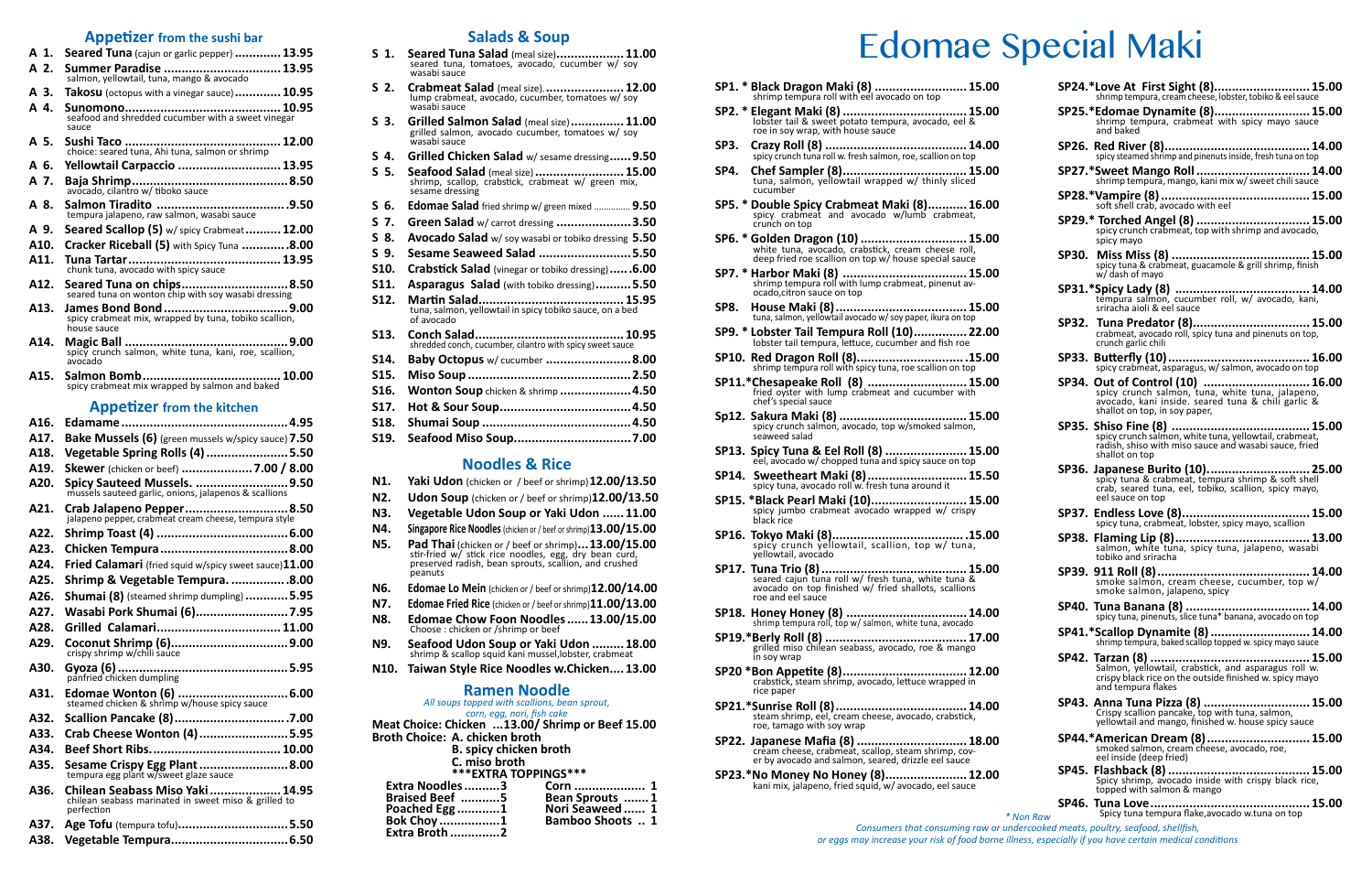## Appetizer from the sushi bar

- **A 1. Seared Tuna** (cajun or garlic pepper) ............. **13.95**
- **A 2. Summer Paradise** ................................ **13.95**
  salmon, yellowtail, tuna, mango & avocado
- **A 3. Takosu** (octopus with a vinegar sauce) ............. **10.95**
- **A 4. Sunomono** ........................................... **10.95**
  seafood and shredded cucumber with a sweet vinegar sauce
- **A 5. Sushi Taco** ........................................... **12.00**
  choice: seared tuna, Ahi tuna, salmon or shrimp
- **A 6. Yellowtail Carpaccio** ............................ **13.95**
- **A 7. Baja Shrimp** ............................................ **8.50**
  avocado, cilantro w/ tiboko sauce
- **A 8. Salmon Tiradito** ..................................... **9.50**
  tempura jalapeno, raw salmon, wasabi sauce
- **A 9. Seared Scallop (5)** w/ spicy Crabmeat .......... **12.00**
- **A10. Cracker Riceball (5)** with Spicy Tuna ............ **8.00**
- **A11. Tuna Tartar** ............................................ **13.95**
  chunk tuna, avocado with spicy sauce
- **A12. Seared Tuna on chips** ............................. **8.50**
  seared tuna on wonton chip with soy wasabi dressing
- **A13. James Bond Bond** .................................. **9.00**
  spicy crabmeat mix, wrapped by tuna, tobiko scallion, house sauce
- **A14. Magic Ball** ............................................. **9.00**
  spicy crunch salmon, white tuna, kani, roe, scallion, avocado
- **A15. Salmon Bomb** ........................................ **10.00**
  spicy crabmeat mix wrapped by salmon and baked

## Appetizer from the kitchen

- **A16. Edamame** ............................................... **4.95**
- **A17. Bake Mussels (6)** (green mussels w/spicy sauce) **7.50**
- **A18. Vegetable Spring Rolls (4)** ........................ **5.50**
- **A19. Skewer** (chicken or beef) ..................... **7.00 / 8.00**
- **A20. Spicy Sauteed Mussels.** ............................ **9.50**
  mussels sauteed garlic, onions, jalapenos & scallions
- **A21. Crab Jalapeno Pepper** ............................. **8.50**
  jalapeno pepper, crabmeat cream cheese, tempura style
- **A22. Shrimp Toast (4)** ..................................... **6.00**
- **A23. Chicken Tempura** ..................................... **8.00**
- **A24. Fried Calamari** (fried squid w/spicy sweet sauce) **11.00**
- **A25. Shrimp & Vegetable Tempura.** ................. **8.00**
- **A26. Shumai (8)** (steamed shrimp dumpling) ............ **5.95**
- **A27. Wasabi Pork Shumai (6)** ........................... **7.95**
- **A28. Grilled Calamari** ...................................... **11.00**
- **A29. Coconut Shrimp (6)** ................................. **9.00**
  crispy shrimp w/chili sauce
- **A30. Gyoza (6)** ................................................ **5.95**
  panfried chicken dumpling
- **A31. Edomae Wonton (6)** ................................ **6.00**
  steamed chicken & shrimp w/house spicy sauce
- **A32. Scallion Pancake (8)** ................................. **7.00**
- **A33. Crab Cheese Wonton (4)** ......................... **5.95**
- **A34. Beef Short Ribs** ....................................... **10.00**
- **A35. Sesame Crispy Egg Plant** ......................... **8.00**
  tempura egg plant w/sweet glaze sauce
- **A36. Chilean Seabass Miso Yaki** ..................... **14.95**
  chilean seabass marinated in sweet miso & grilled to perfection
- **A37. Age Tofu** (tempura tofu) ............................ **5.50**
- **A38. Vegetable Tempura** ................................. **6.50**

## Salads & Soup

- **S 1. Seared Tuna Salad** (meal size) ................... **11.00**
  seared tuna, tomatoes, avocado, cucumber w/ soy wasabi sauce
- **S 2. Crabmeat Salad** (meal size) ....................... **12.00**
  lump crabmeat, avocado, cucumber, tomatoes w/ soy wasabi sauce
- **S 3. Grilled Salmon Salad** (meal size) ............... **11.00**
  grilled salmon, avocado cucumber, tomatoes w/ soy wasabi sauce
- **S 4. Grilled Chicken Salad** w/ sesame dressing ...... **9.50**
- **S 5. Seafood Salad** (meal size) ......................... **15.00**
  shrimp, scallop, crabstick, crabmeat w/ green mix, sesame dressing
- **S 6. Edomae Salad** fried shrimp w/ green mixed .............. **9.50**
- **S 7. Green Salad** w/ carrot dressing ..................... **3.50**
- **S 8. Avocado Salad** w/ soy wasabi or tobiko dressing **5.50**
- **S 9. Sesame Seaweed Salad** .......................... **5.50**
- **S10. Crabstick Salad** (vinegar or tobiko dressing) ...... **6.00**
- **S11. Asparagus Salad** (with tobiko dressing) .......... **5.50**
- **S12. Martin Salad** .......................................... **15.95**
  tuna, salmon, yellowtail in spicy tobiko sauce, on a bed of avocado
- **S13. Conch Salad** .......................................... **10.95**
  shredded conch, cucumber, cilantro with spicy sweet sauce
- **S14. Baby Octopus** w/ cucumber ........................ **8.00**
- **S15. Miso Soup** ............................................. **2.50**
- **S16. Wonton Soup** chicken & shrimp .................... **4.50**
- **S17. Hot & Sour Soup** ..................................... **4.50**
- **S18. Shumai Soup** .......................................... **4.50**
- **S19. Seafood Miso Soup** ................................. **7.00**

## Noodles & Rice

- **N1. Yaki Udon** (chicken or / beef or shrimp) **12.00/13.50**
- **N2. Udon Soup** (chicken or / beef or shrimp) **12.00/13.50**
- **N3. Vegetable Udon Soup or Yaki Udon** ...... **11.00**
- **N4. Singapore Rice Noodles** (chicken or / beef or shrimp) **13.00/15.00**
- **N5. Pad Thai** (chicken or / beef or shrimp) ... **13.00/15.00**
  stir-fried w/ stick rice noodles, egg, dry bean curd, preserved radish, bean sprouts, scallion, and crushed peanuts
- **N6. Edomae Lo Mein** (chicken or / beef or shrimp) **12.00/14.00**
- **N7. Edomae Fried Rice** (chicken or / beef or shrimp) **11.00/13.00**
- **N8. Edomae Chow Foon Noodles** ...... **13.00/15.00**
  Choose : chicken or /shrimp or beef
- **N9. Seafood Udon Soup or Yaki Udon** ......... **18.00**
  shrimp & scallop squid kani mussel,lobster, crabmeat
- **N10. Taiwan Style Rice Noodles w.Chicken** .... **13.00**

## Ramen Noodle

*All soups topped with scallions, bean sprout, corn, egg, nori, fish cake*

**Meat Choice: Chicken ...13.00/ Shrimp or Beef 15.00**

**Broth Choice: A. chicken broth**
**B. spicy chicken broth**
**C. miso broth**

**\*\*\*EXTRA TOPPINGS\*\*\***

| | | | |
|---|---|---|---|
| Extra Noodles | 3 | Corn | 1 |
| Braised Beef | 5 | Bean Sprouts | 1 |
| Poached Egg | 1 | Nori Seaweed | 1 |
| Bok Choy | 1 | Bamboo Shoots | 1 |
| Extra Broth | 2 | | |

# Edomae Special Maki

- **SP1. \* Black Dragon Maki (8)** ......................... **15.00**
  shrimp tempura roll with eel avocado on top
- **SP2. \* Elegant Maki (8)** ................................. **15.00**
  lobster tail & sweet potato tempura, avocado, eel & roe in soy wrap, with house sauce
- **SP3. Crazy Roll (8)** ......................................... **14.00**
  spicy crunch tuna roll w. fresh salmon, roe, scallion on top
- **SP4. Chef Sampler (8)** .................................. **15.00**
  tuna, salmon, yellowtail wrapped w/ thinly sliced cucumber
- **SP5. \* Double Spicy Crabmeat Maki (8)** .......... **16.00**
  spicy crabmeat and avocado w/lumb crabmeat, crunch on top
- **SP6. \* Golden Dragon (10)** ............................. **15.00**
  white tuna, avocado, crabstick, cream cheese roll, deep fried roe scallion on top w/ house special sauce
- **SP7. \* Harbor Maki (8)** .................................. **15.00**
  shrimp tempura roll with lump crabmeat, pinenut avocado,citron sauce on top
- **SP8. House Maki (8)** ...................................... **15.00**
  tuna, salmon, yellowtail avocado w/ soy paper, ikura on top
- **SP9. \* Lobster Tail Tempura Roll (10)** .............. **22.00**
  lobster tail tempura, lettuce, cucumber and fish roe
- **SP10. Red Dragon Roll (8)** ............................. **15.00**
  shrimp tempura roll with spicy tuna, roe scallion on top
- **SP11.\*Chesapeake Roll (8)** ............................ **15.00**
  fried oyster with lump crabmeat and cucumber with chef's special sauce
- **Sp12. Sakura Maki (8)** .................................... **15.00**
  spicy crunch salmon, avocado, top w/smoked salmon, seaweed salad
- **SP13. Spicy Tuna & Eel Roll (8)** ...................... **15.00**
  eel, avocado w/ chopped tuna and spicy sauce on top
- **SP14. Sweetheart Maki (8)** ............................ **15.50**
  spicy tuna, avocado roll w. fresh tuna around it
- **SP15. \*Black Pearl Maki (10)** .......................... **15.00**
  spicy jumbo crabmeat avocado wrapped w/ crispy black rice
- **SP16. Tokyo Maki (8)** ...................................... **15.00**
  spicy crunch yellowtail, scallion, top w/ tuna, yellowtail, avocado
- **SP17. Tuna Trio (8)** ........................................ **15.00**
  seared cajun tuna roll w/ fresh tuna, white tuna & avocado on top finished w/ fried shallots, scallions roe and eel sauce
- **SP18. Honey Honey (8)** .................................. **14.00**
  shrimp tempura roll, top w/ salmon, white tuna, avocado
- **SP19.\*Berly Roll (8)** ....................................... **17.00**
  grilled miso chilean seabass, avocado, roe & mango in soy wrap
- **SP20 \*Bon Appetite (8)** ................................. **12.00**
  crabstick, steam shrimp, avocado, lettuce wrapped in rice paper
- **SP21.\*Sunrise Roll (8)** ..................................... **14.00**
  steam shrimp, eel, cream cheese, avocado, crabstick, roe, tamago with soy wrap
- **SP22. Japanese Mafia (8)** ............................... **18.00**
  cream cheese, crabmeat, scallop, steam shrimp, cover by avocado and salmon, seared, drizzle eel sauce
- **SP23.\*No Money No Honey (8)** ...................... **12.00**
  kani mix, jalapeno, fried squid, w/ avocado, eel sauce
- **SP24.\*Love At First Sight (8)** .......................... **15.00**
  shrimp tempura, cream cheese, lobster, tobiko & eel sauce
- **SP25.\*Edomae Dynamite (8)** ............................ **15.00**
  shrimp tempura, crabmeat with spicy mayo sauce and baked
- **SP26. Red River (8)** .......................................... **14.00**
  spicy steamed shrimp and pinenuts inside, fresh tuna on top
- **SP27.\*Sweet Mango Roll** ................................ **14.00**
  shrimp tempura, mango, kani mix w/ sweet chili sauce
- **SP28.\*Vampire (8)** ........................................... **15.00**
  soft shell crab, avocado with eel
- **SP29.\* Torched Angel (8)** ................................ **15.00**
  spicy crunch crabmeat, top with shrimp and avocado, spicy mayo
- **SP30. Miss Miss (8)** ......................................... **15.00**
  spicy tuna & crabmeat, guacamole & grill shrimp, finish w/ dash of mayo
- **SP31.\*Spicy Lady (8)** ....................................... **14.00**
  tempura salmon, cucumber roll, w/ avocado, kani, sriracha aioli & eel sauce
- **SP32. Tuna Predator (8)** ................................. **15.00**
  crabmeat, avocado roll, spicy tuna and pinenuts on top, crunch garlic chili
- **SP33. Butterfly (10)** ........................................ **16.00**
  spicy crabmeat, asparagus, w/ salmon, avocado on top
- **SP34. Out of Control (10)** .............................. **16.00**
  spicy crunch salmon, tuna, white tuna, jalapeno, avocado, kani inside. seared tuna & chili garlic & shallot on top, in soy paper,
- **SP35. Shiso Fine (8)** ........................................ **15.00**
  spicy crunch salmon, white tuna, yellowtail, crabmeat, radish, shiso with miso sauce and wasabi sauce, fried shallot on top
- **SP36. Japanese Burito (10)** ............................. **25.00**
  spicy tuna & crabmeat, tempura shrimp & soft shell crab, seared tuna, eel, tobiko, scallion, spicy mayo, eel sauce on top
- **SP37. Endless Love (8)** .................................... **15.00**
  spicy tuna, crabmeat, lobster, spicy mayo, scallion
- **SP38. Flaming Lip (8)** ..................................... **13.00**
  salmon, white tuna, spicy tuna, jalapeno, wasabi tobiko and sriracha
- **SP39. 911 Roll (8)** ........................................... **14.00**
  smoke salmon, cream cheese, cucumber, top w/ smoke salmon, jalapeno, spicy
- **SP40. Tuna Banana (8)** .................................... **14.00**
  spicy tuna, pinenuts, slice tuna\* banana, avocado on top
- **SP41.\*Scallop Dynamite (8)** ............................ **14.00**
  shrimp tempura, baked scallop topped w. spicy mayo sauce
- **SP42. Tarzan (8)** .............................................. **15.00**
  Salmon, yellowtail, crabstick, and asparagus roll w. crispy black rice on the outside finished w. spicy mayo and tempura flakes
- **SP43. Anna Tuna Pizza (8)** .............................. **15.00**
  Crispy scallion pancake, top with tuna, salmon, yellowtail and mango, finished w. house spicy sauce
- **SP44.\*American Dream (8)** ............................. **15.00**
  smoked salmon, cream cheese, avocado, roe, eel inside (deep fried)
- **SP45. Flashback (8)** ........................................ **15.00**
  Spicy shrimp, avocado inside with crispy black rice, topped with salmon & mango
- **SP46. Tuna Love** .............................................. **15.00**
  Spicy tuna tempura flake,avocado w.tuna on top

*\* Non Raw*

*Consumers that consuming raw or undercooked meats, poultry, seafood, shellfish, or eggs may increase your risk of food borne illness, especially if you have certain medical conditions*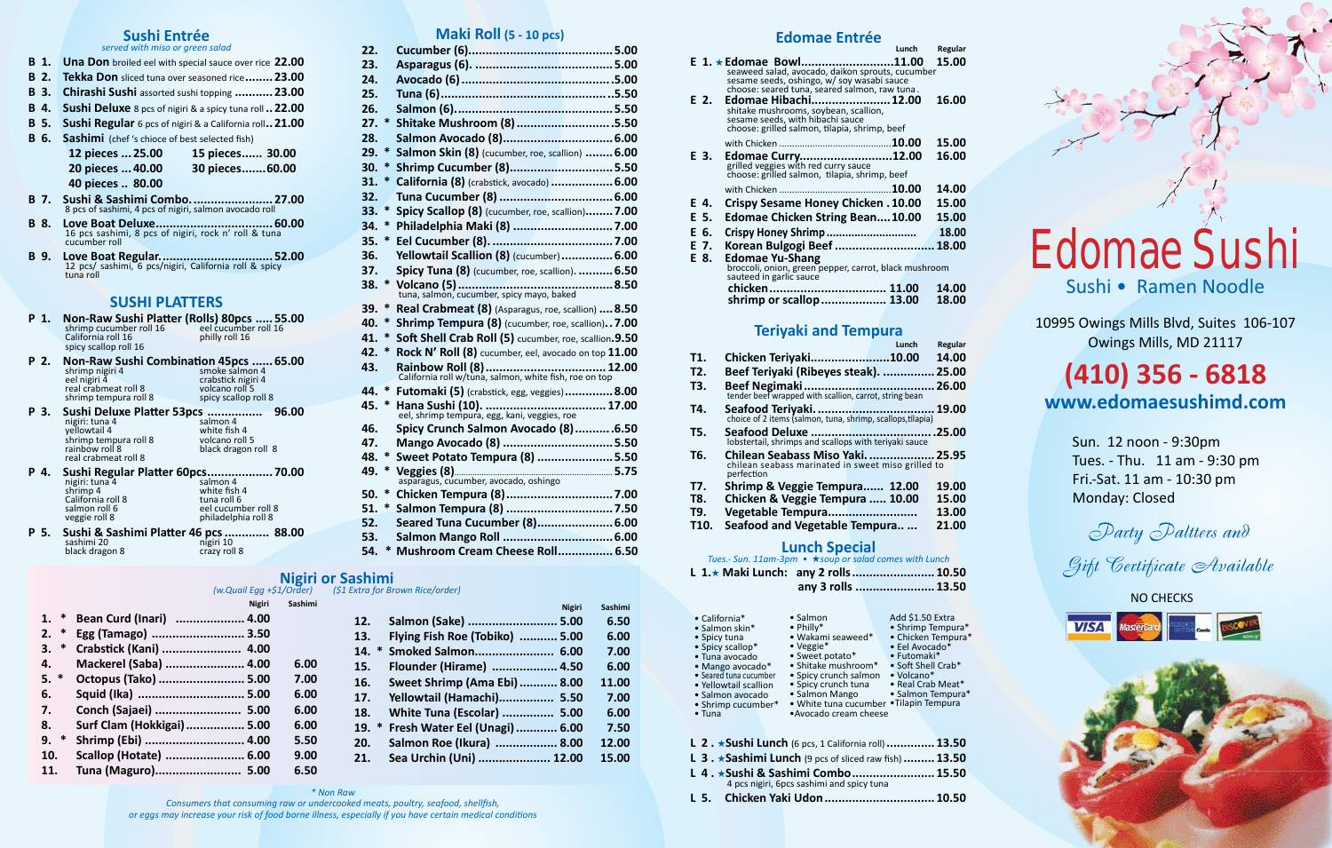## Sushi Entrée

*served with miso or green salad*

- **B 1.** **Una Don** broiled eel with special sauce over rice **22.00**
- **B 2.** **Tekka Don** sliced tuna over seasoned rice........ **23.00**
- **B 3.** **Chirashi Sushi** assorted sushi topping ........... **23.00**
- **B 4.** **Sushi Deluxe** 8 pcs of nigiri & a spicy tuna roll .. **22.00**
- **B 5.** **Sushi Regular** 6 pcs of nigiri & a California roll.. **21.00**
- **B 6.** **Sashimi** (chef 's choice of best selected fish)
  - **12 pieces ... 25.00** **15 pieces...... 30.00**
  - **20 pieces ... 40.00** **30 pieces....... 60.00**
  - **40 pieces .. 80.00**
- **B 7.** **Sushi & Sashimi Combo........................ 27.00**
  8 pcs of sashimi, 4 pcs of nigiri, salmon avocado roll
- **B 8.** **Love Boat Deluxe.................................. 60.00**
  16 pcs sashimi, 8 pcs of nigiri, rock n' roll & tuna cucumber roll
- **B 9.** **Love Boat Regular................................. 52.00**
  12 pcs/ sashimi, 6 pcs/nigiri, California roll & spicy tuna roll

## SUSHI PLATTERS

- **P 1.** **Non-Raw Sushi Platter (Rolls) 80pcs ..... 55.00**
  shrimp cucumber roll 16, eel cucumber roll 16, California roll 16, philly roll 16, spicy scallop roll 16
- **P 2.** **Non-Raw Sushi Combination 45pcs ...... 65.00**
  shrimp nigiri 4, smoke salmon 4, eel nigiri 4, crabstick nigiri 4, real crabmeat roll 8, volcano roll 5, shrimp tempura roll 8, spicy scallop roll 8
- **P 3.** **Sushi Deluxe Platter 53pcs ............... 96.00**
  nigiri: tuna 4, salmon 4, yellowtail 4, white fish 4, shrimp tempura roll 8, volcano roll 5, rainbow roll 8, black dragon roll 8, real crabmeat roll 8
- **P 4.** **Sushi Regular Platter 60pcs................... 70.00**
  nigiri: tuna 4, salmon 4, shrimp 4, white fish 4, California roll 8, tuna roll 6, salmon roll 6, eel cucumber roll 8, veggie roll 8, philadelphia roll 8
- **P 5.** **Sushi & Sashimi Platter 46 pcs ............ 88.00**
  sashimi 20, nigiri 10, black dragon 8, crazy roll 8

## Maki Roll (5 - 10 pcs)

- **22.** **Cucumber (6)**.......................................**5.00**
- **23.** **Asparagus (6)**. .....................................**5.00**
- **24.** **Avocado (6)** ..........................................**5.00**
- **25.** **Tuna (6)**.................................................**5.50**
- **26.** **Salmon (6)**..............................................**5.50**
- **27.** * **Shitake Mushroom (8)** ...........................**5.50**
- **28.** **Salmon Avocado (8)**...............................**6.00**
- **29.** * **Salmon Skin (8)** (cucumber, roe, scallion) ........**6.00**
- **30.** * **Shrimp Cucumber (8)**.............................**5.50**
- **31.** * **California (8)** (crabstick, avocado) .................**6.00**
- **32.** **Tuna Cucumber (8)** ................................**6.00**
- **33.** * **Spicy Scallop (8)** (cucumber, roe, scallion)........**7.00**
- **34.** * **Philadelphia Maki (8)** ............................**7.00**
- **35.** * **Eel Cucumber (8)**. ..................................**7.00**
- **36.** **Yellowtail Scallion (8)** (cucumber)..............**6.00**
- **37.** **Spicy Tuna (8)** (cucumber, roe, scallion). ..........**6.50**
- **38.** * **Volcano (5)**.............................................**8.50**
  tuna, salmon, cucumber, spicy mayo, baked
- **39.** * **Real Crabmeat (8)** (Asparagus, roe, scallion) ....**8.50**
- **40.** * **Shrimp Tempura (8)** (cucumber, roe, scallion)..**7.00**
- **41.** * **Soft Shell Crab Roll (5)** cucumber, roe, scallion.**9.50**
- **42.** * **Rock N' Roll (8)** cucumber, eel, avocado on top **11.00**
- **43.** **Rainbow Roll (8)**...................................**12.00**
  California roll w/tuna, salmon, white fish, roe on top
- **44.** * **Futomaki (5)** (crabstick, egg, veggies)..............**8.00**
- **45.** * **Hana Sushi (10)**. ..................................**17.00**
  eel, shrimp tempura, egg, kani, veggies, roe
- **46.** **Spicy Crunch Salmon Avocado (8)**..........**6.50**
- **47.** * **Mango Avocado (8)** ................................**5.50**
- **48.** * **Sweet Potato Tempura (8)** ......................**5.50**
- **49.** * **Veggies (8)**.............................................**5.75**
  asparagus, cucumber, avocado, oshingo
- **50.** * **Chicken Tempura (8)**..............................**7.00**
- **51.** * **Salmon Tempura (8)** ..............................**7.50**
- **52.** **Seared Tuna Cucumber (8)**.....................**6.00**
- **53.** **Salmon Mango Roll** ...............................**6.00**
- **54.** * **Mushroom Cream Cheese Roll**................**6.50**

## Nigiri or Sashimi

*(w.Quail Egg +$1/Order)* *($1 Extra for Brown Rice/order)*

| | | Nigiri | Sashimi |
|---|---|---|---|
| 1. * | Bean Curd (Inari) | 4.00 | |
| 2. * | Egg (Tamago) | 3.50 | |
| 3. * | Crabstick (Kani) | 4.00 | |
| 4. | Mackerel (Saba) | 4.00 | 6.00 |
| 5. * | Octopus (Tako) | 5.00 | 7.00 |
| 6. | Squid (Ika) | 5.00 | 6.00 |
| 7. | Conch (Sajaei) | 5.00 | 6.00 |
| 8. | Surf Clam (Hokkigai) | 5.00 | 6.00 |
| 9. * | Shrimp (Ebi) | 4.00 | 5.50 |
| 10. | Scallop (Hotate) | 6.00 | 9.00 |
| 11. | Tuna (Maguro) | 5.00 | 6.50 |
| 12. | Salmon (Sake) | 5.00 | 6.50 |
| 13. | Flying Fish Roe (Tobiko) | 5.00 | 6.00 |
| 14. * | Smoked Salmon | 6.00 | 7.00 |
| 15. | Flounder (Hirame) | 4.50 | 6.00 |
| 16. | Sweet Shrimp (Ama Ebi) | 8.00 | 11.00 |
| 17. | Yellowtail (Hamachi) | 5.50 | 7.00 |
| 18. | White Tuna (Escolar) | 5.00 | 6.00 |
| 19. * | Fresh Water Eel (Unagi) | 6.00 | 7.50 |
| 20. | Salmon Roe (Ikura) | 8.00 | 12.00 |
| 21. | Sea Urchin (Uni) | 12.00 | 15.00 |

*\* Non Raw*

*Consumers that consuming raw or undercooked meats, poultry, seafood, shellfish, or eggs may increase your risk of food borne illness, especially if you have certain medical conditions*

## Edomae Entrée

| | | Lunch | Regular |
|---|---|---|---|
| E 1. ★ | **Edomae Bowl** — seaweed salad, avocado, daikon sprouts, cucumber, sesame seeds, oshingo, w/ soy wasabi sauce; choose: seared tuna, seared salmon, raw tuna. | 11.00 | 15.00 |
| E 2. | **Edomae Hibachi** — shitake mushrooms, soybean, scallion, sesame seeds, with hibachi sauce; choose: grilled salmon, tilapia, shrimp, beef | 12.00 | 16.00 |
| | with Chicken | 10.00 | 15.00 |
| E 3. | **Edomae Curry** — grilled veggies with red curry sauce; choose: grilled salmon, tilapia, shrimp, beef | 12.00 | 16.00 |
| | with Chicken | 10.00 | 14.00 |
| E 4. | **Crispy Sesame Honey Chicken** | 10.00 | 15.00 |
| E 5. | **Edomae Chicken String Bean** | 10.00 | 15.00 |
| E 6. | **Crispy Honey Shrimp** | | 18.00 |
| E 7. | **Korean Bulgogi Beef** | | 18.00 |
| E 8. | **Edomae Yu-Shang** — broccoli, onion, green pepper, carrot, black mushroom sauteed in garlic sauce | | |
| | chicken | 11.00 | 14.00 |
| | shrimp or scallop | 13.00 | 18.00 |

## Teriyaki and Tempura

| | | Lunch | Regular |
|---|---|---|---|
| T1. | **Chicken Teriyaki** | 10.00 | 14.00 |
| T2. | **Beef Teriyaki (Ribeyes steak).** | | 25.00 |
| T3. | **Beef Negimaki** — tender beef wrapped with scallion, carrot, string bean | | 26.00 |
| T4. | **Seafood Teriyaki** — choice of 2 items (salmon, tuna, shrimp, scallops,tilapia) | | 19.00 |
| T5. | **Seafood Deluxe** — lobstertail, shrimps and scallops with teriyaki sauce | | 25.00 |
| T6. | **Chilean Seabass Miso Yaki** — chilean seabass marinated in sweet miso grilled to perfection | | 25.95 |
| T7. | **Shrimp & Veggie Tempura** | 12.00 | 19.00 |
| T8. | **Chicken & Veggie Tempura** | 10.00 | 15.00 |
| T9. | **Vegetable Tempura** | | 13.00 |
| T10. | **Seafood and Vegetable Tempura** | | 21.00 |

## Lunch Special

*Tues.- Sun. 11am-3pm • ★soup or salad comes with Lunch*

- **L 1.★ Maki Lunch:** **any 2 rolls**......................**10.50**
  **any 3 rolls** ......................**13.50**

| | | Add $1.50 Extra |
|---|---|---|
| • California* | • Salmon | • Shrimp Tempura* |
| • Salmon skin* | • Philly* | • Chicken Tempura* |
| • Spicy tuna | • Wakami seaweed* | • Eel Avocado* |
| • Spicy scallop* | • Veggie* | • Futomaki* |
| • Tuna avocado | • Sweet potato* | • Soft Shell Crab* |
| • Mango avocado* | • Shitake mushroom* | • Volcano* |
| • Seared tuna cucumber | • Spicy crunch salmon | • Real Crab Meat* |
| • Yellowtail scallion | • Spicy crunch tuna | • Salmon Tempura* |
| • Salmon avocado | • Salmon Mango | •Tilapin Tempura |
| • Shrimp cucumber* | • White tuna cucumber | |
| • Tuna | •Avocado cream cheese | |

- **L 2 . ★Sushi Lunch** (6 pcs, 1 California roll) .............. **13.50**
- **L 3 . ★Sashimi Lunch** (9 pcs of sliced raw fish) ......... **13.50**
- **L 4 . ★Sushi & Sashimi Combo**....................... **15.50**
  4 pcs nigiri, 6pcs sashimi and spicy tuna
- **L 5.** **Chicken Yaki Udon**.............................. **10.50**

# Edomae Sushi

Sushi • Ramen Noodle

10995 Owings Mills Blvd, Suites 106-107
Owings Mills, MD 21117

**(410) 356 - 6818**

**www.edomaesushimd.com**

Sun. 12 noon - 9:30pm
Tues. - Thu. 11 am - 9:30 pm
Fri.-Sat. 11 am - 10:30 pm
Monday: Closed

*Party Paltters and Gift Certificate Available*

NO CHECKS

VISA MasterCard Discover